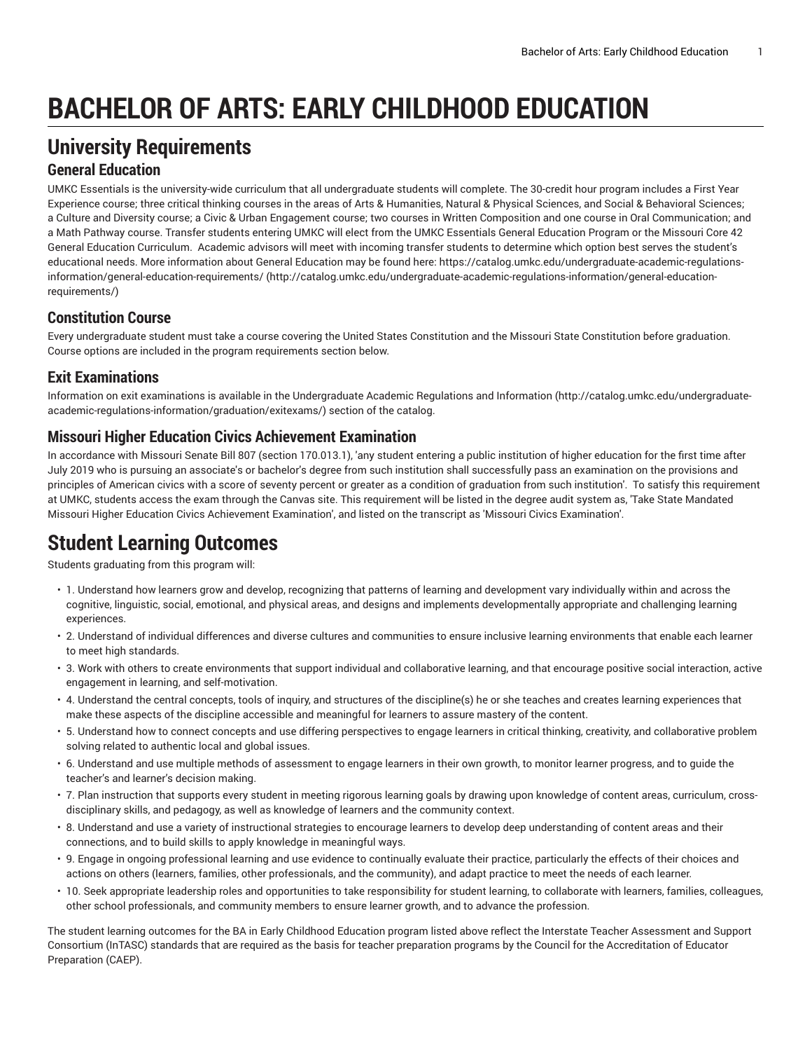# BACHELOR OF ARTS: EARLY CHILDHOOD EDUCATION

## University Requirements

### General Education

UMKC Essentials is the university-wide curriculum that all undergraduate students will complete. The 30-credit hour program includes a First Year Experience course; three critical thinking courses in the areas of Arts & Humanities, Natural & Physical Sciences, and Social & Behavioral Sciences; a Culture and Diversity course; a Civic & Urban Engagement course; two courses in Written Composition and one course in Oral Communication; and a Math Pathway course. Transfer students entering UMKC will elect from the UMKC Essentials General Education Program or the Missouri Core 42 General Education Curriculum. Academic advisors will meet with incoming transfer students to determine which option best serves the student's educational needs. More information about General Education may be found here: https://catalog.umkc.edu/undergraduate-academic-regulations-information/general-education-requirements/ (http://catalog.umkc.edu/undergraduate-academic-regulations-information/general-education-requirements/)

### Constitution Course

Every undergraduate student must take a course covering the United States Constitution and the Missouri State Constitution before graduation. Course options are included in the program requirements section below.

### Exit Examinations

Information on exit examinations is available in the Undergraduate Academic Regulations and Information (http://catalog.umkc.edu/undergraduate-academic-regulations-information/graduation/exitexams/) section of the catalog.

### Missouri Higher Education Civics Achievement Examination

In accordance with Missouri Senate Bill 807 (section 170.013.1), 'any student entering a public institution of higher education for the first time after July 2019 who is pursuing an associate's or bachelor's degree from such institution shall successfully pass an examination on the provisions and principles of American civics with a score of seventy percent or greater as a condition of graduation from such institution'. To satisfy this requirement at UMKC, students access the exam through the Canvas site. This requirement will be listed in the degree audit system as, 'Take State Mandated Missouri Higher Education Civics Achievement Examination', and listed on the transcript as 'Missouri Civics Examination'.

## Student Learning Outcomes

Students graduating from this program will:

- 1. Understand how learners grow and develop, recognizing that patterns of learning and development vary individually within and across the cognitive, linguistic, social, emotional, and physical areas, and designs and implements developmentally appropriate and challenging learning experiences.
- 2. Understand of individual differences and diverse cultures and communities to ensure inclusive learning environments that enable each learner to meet high standards.
- 3. Work with others to create environments that support individual and collaborative learning, and that encourage positive social interaction, active engagement in learning, and self-motivation.
- 4. Understand the central concepts, tools of inquiry, and structures of the discipline(s) he or she teaches and creates learning experiences that make these aspects of the discipline accessible and meaningful for learners to assure mastery of the content.
- 5. Understand how to connect concepts and use differing perspectives to engage learners in critical thinking, creativity, and collaborative problem solving related to authentic local and global issues.
- 6. Understand and use multiple methods of assessment to engage learners in their own growth, to monitor learner progress, and to guide the teacher's and learner's decision making.
- 7. Plan instruction that supports every student in meeting rigorous learning goals by drawing upon knowledge of content areas, curriculum, cross-disciplinary skills, and pedagogy, as well as knowledge of learners and the community context.
- 8. Understand and use a variety of instructional strategies to encourage learners to develop deep understanding of content areas and their connections, and to build skills to apply knowledge in meaningful ways.
- 9. Engage in ongoing professional learning and use evidence to continually evaluate their practice, particularly the effects of their choices and actions on others (learners, families, other professionals, and the community), and adapt practice to meet the needs of each learner.
- 10. Seek appropriate leadership roles and opportunities to take responsibility for student learning, to collaborate with learners, families, colleagues, other school professionals, and community members to ensure learner growth, and to advance the profession.

The student learning outcomes for the BA in Early Childhood Education program listed above reflect the Interstate Teacher Assessment and Support Consortium (InTASC) standards that are required as the basis for teacher preparation programs by the Council for the Accreditation of Educator Preparation (CAEP).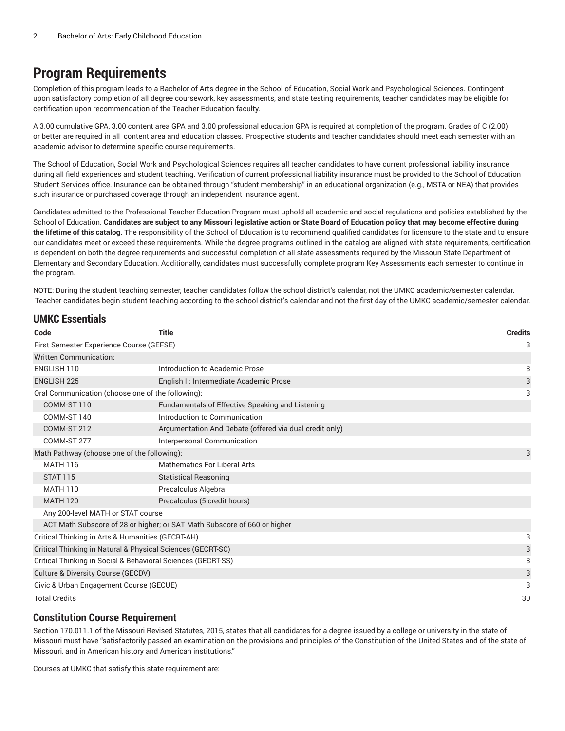# Program Requirements

Completion of this program leads to a Bachelor of Arts degree in the School of Education, Social Work and Psychological Sciences. Contingent upon satisfactory completion of all degree coursework, key assessments, and state testing requirements, teacher candidates may be eligible for certification upon recommendation of the Teacher Education faculty.

A 3.00 cumulative GPA, 3.00 content area GPA and 3.00 professional education GPA is required at completion of the program. Grades of C (2.00) or better are required in all content area and education classes. Prospective students and teacher candidates should meet each semester with an academic advisor to determine specific course requirements.

The School of Education, Social Work and Psychological Sciences requires all teacher candidates to have current professional liability insurance during all field experiences and student teaching. Verification of current professional liability insurance must be provided to the School of Education Student Services office. Insurance can be obtained through "student membership" in an educational organization (e.g., MSTA or NEA) that provides such insurance or purchased coverage through an independent insurance agent.

Candidates admitted to the Professional Teacher Education Program must uphold all academic and social regulations and policies established by the School of Education. **Candidates are subject to any Missouri legislative action or State Board of Education policy that may become effective during the lifetime of this catalog.** The responsibility of the School of Education is to recommend qualified candidates for licensure to the state and to ensure our candidates meet or exceed these requirements. While the degree programs outlined in the catalog are aligned with state requirements, certification is dependent on both the degree requirements and successful completion of all state assessments required by the Missouri State Department of Elementary and Secondary Education. Additionally, candidates must successfully complete program Key Assessments each semester to continue in the program.

NOTE: During the student teaching semester, teacher candidates follow the school district's calendar, not the UMKC academic/semester calendar. Teacher candidates begin student teaching according to the school district's calendar and not the first day of the UMKC academic/semester calendar.

## UMKC Essentials

| Code | Title | Credits |
|---|---|---|
| First Semester Experience Course (GEFSE) | | 3 |
| Written Communication: | | |
| ENGLISH 110 | Introduction to Academic Prose | 3 |
| ENGLISH 225 | English II: Intermediate Academic Prose | 3 |
| Oral Communication (choose one of the following): | | 3 |
| COMM-ST 110 | Fundamentals of Effective Speaking and Listening | |
| COMM-ST 140 | Introduction to Communication | |
| COMM-ST 212 | Argumentation And Debate (offered via dual credit only) | |
| COMM-ST 277 | Interpersonal Communication | |
| Math Pathway (choose one of the following): | | 3 |
| MATH 116 | Mathematics For Liberal Arts | |
| STAT 115 | Statistical Reasoning | |
| MATH 110 | Precalculus Algebra | |
| MATH 120 | Precalculus (5 credit hours) | |
| Any 200-level MATH or STAT course | | |
| ACT Math Subscore of 28 or higher; or SAT Math Subscore of 660 or higher | | |
| Critical Thinking in Arts & Humanities (GECRT-AH) | | 3 |
| Critical Thinking in Natural & Physical Sciences (GECRT-SC) | | 3 |
| Critical Thinking in Social & Behavioral Sciences (GECRT-SS) | | 3 |
| Culture & Diversity Course (GECDV) | | 3 |
| Civic & Urban Engagement Course (GECUE) | | 3 |
| Total Credits | | 30 |

## Constitution Course Requirement

Section 170.011.1 of the Missouri Revised Statutes, 2015, states that all candidates for a degree issued by a college or university in the state of Missouri must have "satisfactorily passed an examination on the provisions and principles of the Constitution of the United States and of the state of Missouri, and in American history and American institutions."

Courses at UMKC that satisfy this state requirement are: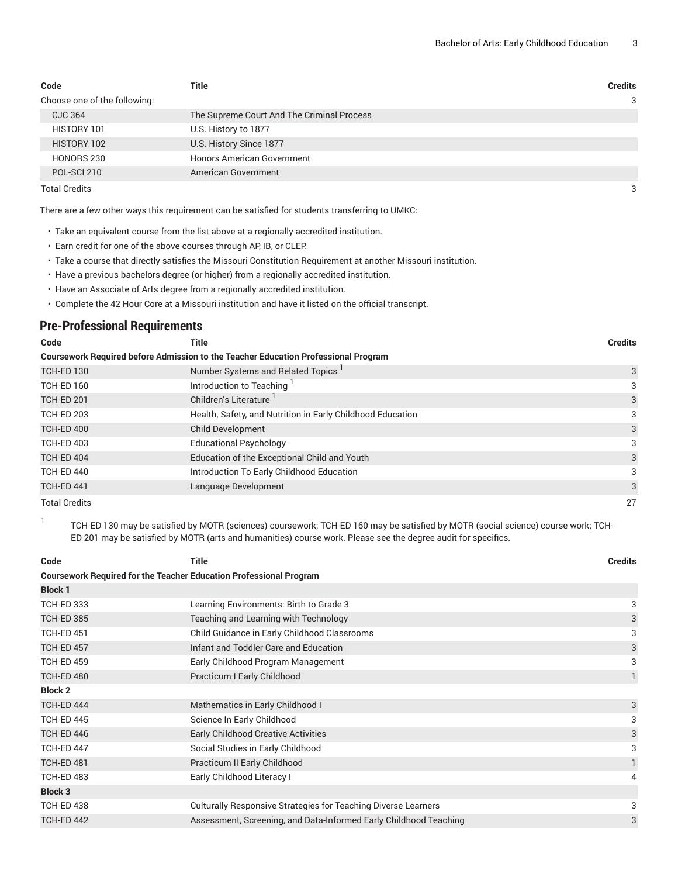| Code | Title | Credits |
|---|---|---|
| Choose one of the following: | | 3 |
| CJC 364 | The Supreme Court And The Criminal Process | |
| HISTORY 101 | U.S. History to 1877 | |
| HISTORY 102 | U.S. History Since 1877 | |
| HONORS 230 | Honors American Government | |
| POL-SCI 210 | American Government | |
| Total Credits | | 3 |

There are a few other ways this requirement can be satisfied for students transferring to UMKC:

- Take an equivalent course from the list above at a regionally accredited institution.
- Earn credit for one of the above courses through AP, IB, or CLEP.
- Take a course that directly satisfies the Missouri Constitution Requirement at another Missouri institution.
- Have a previous bachelors degree (or higher) from a regionally accredited institution.
- Have an Associate of Arts degree from a regionally accredited institution.
- Complete the 42 Hour Core at a Missouri institution and have it listed on the official transcript.

## Pre-Professional Requirements

| Code | Title | Credits |
|---|---|---|
| **Coursework Required before Admission to the Teacher Education Professional Program** | | |
| TCH-ED 130 | Number Systems and Related Topics [1] | 3 |
| TCH-ED 160 | Introduction to Teaching [1] | 3 |
| TCH-ED 201 | Children's Literature [1] | 3 |
| TCH-ED 203 | Health, Safety, and Nutrition in Early Childhood Education | 3 |
| TCH-ED 400 | Child Development | 3 |
| TCH-ED 403 | Educational Psychology | 3 |
| TCH-ED 404 | Education of the Exceptional Child and Youth | 3 |
| TCH-ED 440 | Introduction To Early Childhood Education | 3 |
| TCH-ED 441 | Language Development | 3 |
| Total Credits | | 27 |

[1] TCH-ED 130 may be satisfied by MOTR (sciences) coursework; TCH-ED 160 may be satisfied by MOTR (social science) course work; TCH-ED 201 may be satisfied by MOTR (arts and humanities) course work. Please see the degree audit for specifics.

| Code | Title | Credits |
|---|---|---|
| **Coursework Required for the Teacher Education Professional Program** | | |
| **Block 1** | | |
| TCH-ED 333 | Learning Environments: Birth to Grade 3 | 3 |
| TCH-ED 385 | Teaching and Learning with Technology | 3 |
| TCH-ED 451 | Child Guidance in Early Childhood Classrooms | 3 |
| TCH-ED 457 | Infant and Toddler Care and Education | 3 |
| TCH-ED 459 | Early Childhood Program Management | 3 |
| TCH-ED 480 | Practicum I Early Childhood | 1 |
| **Block 2** | | |
| TCH-ED 444 | Mathematics in Early Childhood I | 3 |
| TCH-ED 445 | Science In Early Childhood | 3 |
| TCH-ED 446 | Early Childhood Creative Activities | 3 |
| TCH-ED 447 | Social Studies in Early Childhood | 3 |
| TCH-ED 481 | Practicum II Early Childhood | 1 |
| TCH-ED 483 | Early Childhood Literacy I | 4 |
| **Block 3** | | |
| TCH-ED 438 | Culturally Responsive Strategies for Teaching Diverse Learners | 3 |
| TCH-ED 442 | Assessment, Screening, and Data-Informed Early Childhood Teaching | 3 |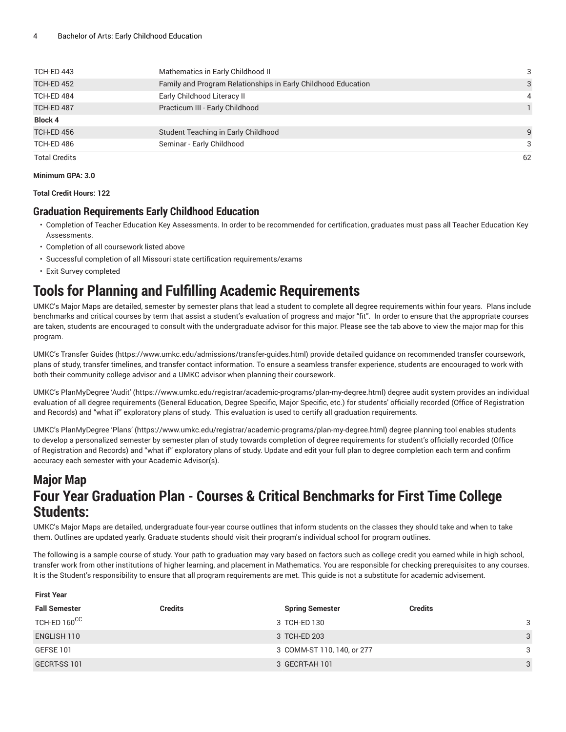| | | |
|---|---|---|
| TCH-ED 443 | Mathematics in Early Childhood II | 3 |
| TCH-ED 452 | Family and Program Relationships in Early Childhood Education | 3 |
| TCH-ED 484 | Early Childhood Literacy II | 4 |
| TCH-ED 487 | Practicum III - Early Childhood | 1 |
| **Block 4** | | |
| TCH-ED 456 | Student Teaching in Early Childhood | 9 |
| TCH-ED 486 | Seminar - Early Childhood | 3 |
| Total Credits | | 62 |

**Minimum GPA: 3.0**

**Total Credit Hours: 122**

### Graduation Requirements Early Childhood Education

- Completion of Teacher Education Key Assessments. In order to be recommended for certification, graduates must pass all Teacher Education Key Assessments.
- Completion of all coursework listed above
- Successful completion of all Missouri state certification requirements/exams
- Exit Survey completed

# Tools for Planning and Fulfilling Academic Requirements

UMKC's Major Maps are detailed, semester by semester plans that lead a student to complete all degree requirements within four years. Plans include benchmarks and critical courses by term that assist a student's evaluation of progress and major "fit". In order to ensure that the appropriate courses are taken, students are encouraged to consult with the undergraduate advisor for this major. Please see the tab above to view the major map for this program.

UMKC's Transfer Guides (https://www.umkc.edu/admissions/transfer-guides.html) provide detailed guidance on recommended transfer coursework, plans of study, transfer timelines, and transfer contact information. To ensure a seamless transfer experience, students are encouraged to work with both their community college advisor and a UMKC advisor when planning their coursework.

UMKC's PlanMyDegree 'Audit' (https://www.umkc.edu/registrar/academic-programs/plan-my-degree.html) degree audit system provides an individual evaluation of all degree requirements (General Education, Degree Specific, Major Specific, etc.) for students' officially recorded (Office of Registration and Records) and "what if" exploratory plans of study. This evaluation is used to certify all graduation requirements.

UMKC's PlanMyDegree 'Plans' (https://www.umkc.edu/registrar/academic-programs/plan-my-degree.html) degree planning tool enables students to develop a personalized semester by semester plan of study towards completion of degree requirements for student's officially recorded (Office of Registration and Records) and "what if" exploratory plans of study. Update and edit your full plan to degree completion each term and confirm accuracy each semester with your Academic Advisor(s).

## Major Map

## Four Year Graduation Plan - Courses & Critical Benchmarks for First Time College Students:

UMKC's Major Maps are detailed, undergraduate four-year course outlines that inform students on the classes they should take and when to take them. Outlines are updated yearly. Graduate students should visit their program's individual school for program outlines.

The following is a sample course of study. Your path to graduation may vary based on factors such as college credit you earned while in high school, transfer work from other institutions of higher learning, and placement in Mathematics. You are responsible for checking prerequisites to any courses. It is the Student's responsibility to ensure that all program requirements are met. This guide is not a substitute for academic advisement.

| **First Year** | | | |
|---|---|---|---|
| **Fall Semester** | **Credits** | **Spring Semester** | **Credits** |
| TCH-ED 160[CC] | 3 | TCH-ED 130 | 3 |
| ENGLISH 110 | 3 | TCH-ED 203 | 3 |
| GEFSE 101 | 3 | COMM-ST 110, 140, or 277 | 3 |
| GECRT-SS 101 | 3 | GECRT-AH 101 | 3 |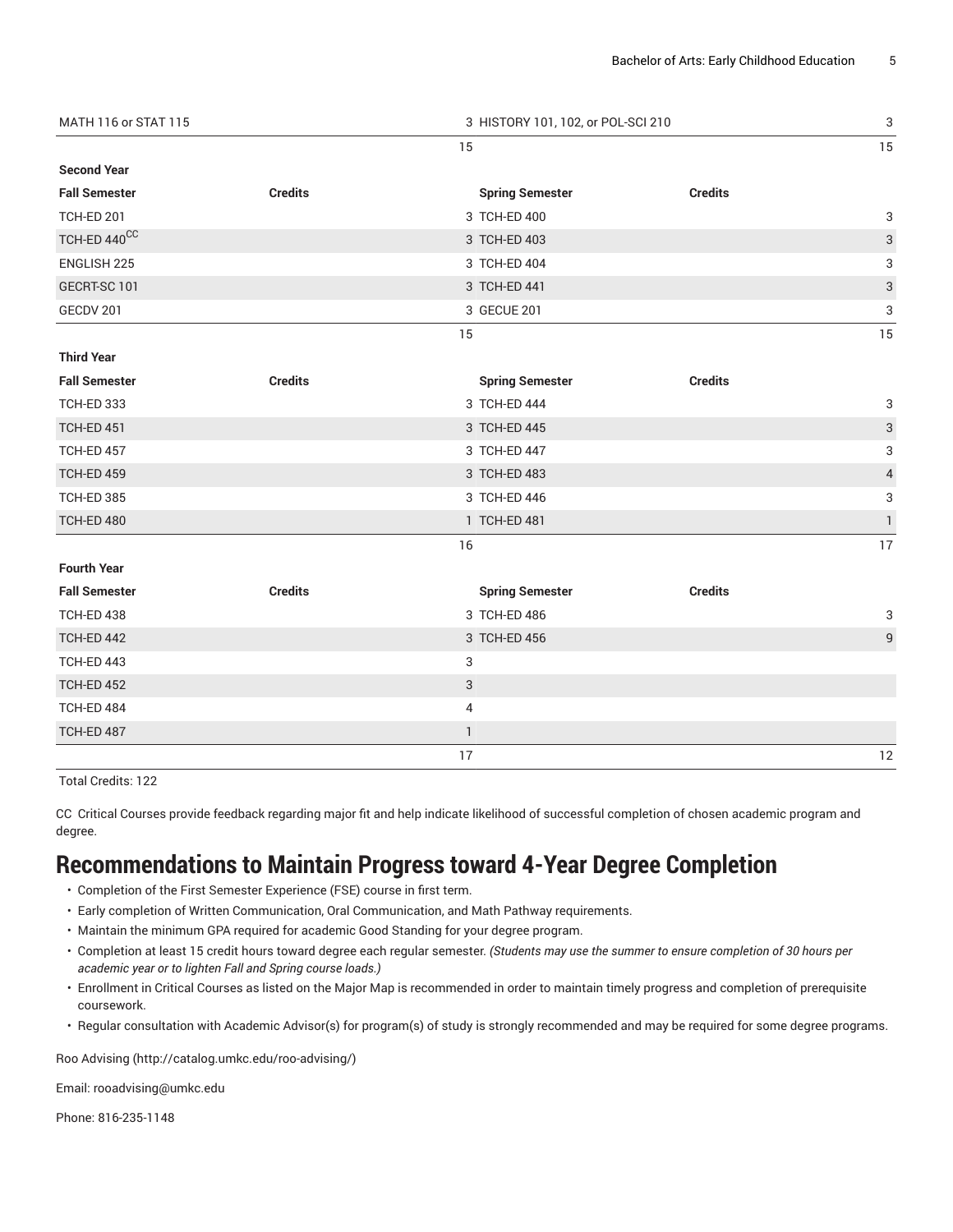| Fall Semester | Credits | Spring Semester | Credits |
|---|---|---|---|
| MATH 116 or STAT 115 | 3 | HISTORY 101, 102, or POL-SCI 210 | 3 |
| | 15 | | 15 |
| **Second Year** | | | |
| **Fall Semester** | **Credits** | **Spring Semester** | **Credits** |
| TCH-ED 201 | 3 | TCH-ED 400 | 3 |
| TCH-ED 440[CC] | 3 | TCH-ED 403 | 3 |
| ENGLISH 225 | 3 | TCH-ED 404 | 3 |
| GECRT-SC 101 | 3 | TCH-ED 441 | 3 |
| GECDV 201 | 3 | GECUE 201 | 3 |
| | 15 | | 15 |
| **Third Year** | | | |
| **Fall Semester** | **Credits** | **Spring Semester** | **Credits** |
| TCH-ED 333 | 3 | TCH-ED 444 | 3 |
| TCH-ED 451 | 3 | TCH-ED 445 | 3 |
| TCH-ED 457 | 3 | TCH-ED 447 | 3 |
| TCH-ED 459 | 3 | TCH-ED 483 | 4 |
| TCH-ED 385 | 3 | TCH-ED 446 | 3 |
| TCH-ED 480 | 1 | TCH-ED 481 | 1 |
| | 16 | | 17 |
| **Fourth Year** | | | |
| **Fall Semester** | **Credits** | **Spring Semester** | **Credits** |
| TCH-ED 438 | 3 | TCH-ED 486 | 3 |
| TCH-ED 442 | 3 | TCH-ED 456 | 9 |
| TCH-ED 443 | 3 | | |
| TCH-ED 452 | 3 | | |
| TCH-ED 484 | 4 | | |
| TCH-ED 487 | 1 | | |
| | 17 | | 12 |

Total Credits: 122

CC Critical Courses provide feedback regarding major fit and help indicate likelihood of successful completion of chosen academic program and degree.

# Recommendations to Maintain Progress toward 4-Year Degree Completion

- Completion of the First Semester Experience (FSE) course in first term.
- Early completion of Written Communication, Oral Communication, and Math Pathway requirements.
- Maintain the minimum GPA required for academic Good Standing for your degree program.
- Completion at least 15 credit hours toward degree each regular semester. *(Students may use the summer to ensure completion of 30 hours per academic year or to lighten Fall and Spring course loads.)*
- Enrollment in Critical Courses as listed on the Major Map is recommended in order to maintain timely progress and completion of prerequisite coursework.
- Regular consultation with Academic Advisor(s) for program(s) of study is strongly recommended and may be required for some degree programs.

Roo Advising (http://catalog.umkc.edu/roo-advising/)

Email: rooadvising@umkc.edu

Phone: 816-235-1148